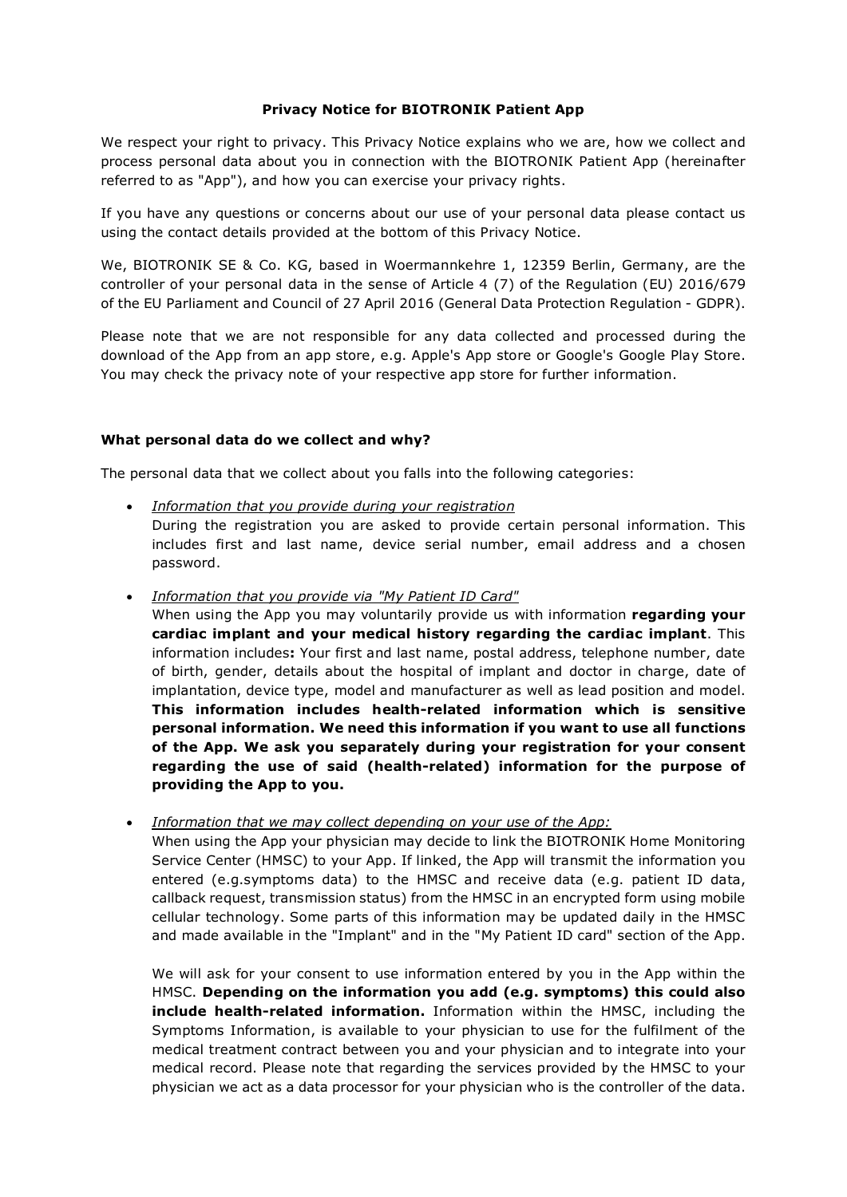# Privacy Notice for BIOTRONIK Patient App

We respect your right to privacy. This Privacy Notice explains who we are, how we collect and process personal data about you in connection with the BIOTRONIK Patient App (hereinafter referred to as "App"), and how you can exercise your privacy rights.

If you have any questions or concerns about our use of your personal data please contact us using the contact details provided at the bottom of this Privacy Notice.

We, BIOTRONIK SE & Co. KG, based in Woermannkehre 1, 12359 Berlin, Germany, are the controller of your personal data in the sense of Article 4 (7) of the Regulation (EU) 2016/679 of the EU Parliament and Council of 27 April 2016 (General Data Protection Regulation - GDPR).

Please note that we are not responsible for any data collected and processed during the download of the App from an app store, e.g. Apple's App store or Google's Google Play Store. You may check the privacy note of your respective app store for further information.

## What personal data do we collect and why?

The personal data that we collect about you falls into the following categories:

- *Information that you provide during your registration*
  During the registration you are asked to provide certain personal information. This includes first and last name, device serial number, email address and a chosen password.
- *Information that you provide via "My Patient ID Card"*
  When using the App you may voluntarily provide us with information **regarding your cardiac implant and your medical history regarding the cardiac implant**. This information includes**:** Your first and last name, postal address, telephone number, date of birth, gender, details about the hospital of implant and doctor in charge, date of implantation, device type, model and manufacturer as well as lead position and model. **This information includes health-related information which is sensitive personal information. We need this information if you want to use all functions of the App. We ask you separately during your registration for your consent regarding the use of said (health-related) information for the purpose of providing the App to you.**
- *Information that we may collect depending on your use of the App:*
  When using the App your physician may decide to link the BIOTRONIK Home Monitoring Service Center (HMSC) to your App. If linked, the App will transmit the information you entered (e.g.symptoms data) to the HMSC and receive data (e.g. patient ID data, callback request, transmission status) from the HMSC in an encrypted form using mobile cellular technology. Some parts of this information may be updated daily in the HMSC and made available in the "Implant" and in the "My Patient ID card" section of the App.

  We will ask for your consent to use information entered by you in the App within the HMSC. **Depending on the information you add (e.g. symptoms) this could also include health-related information.** Information within the HMSC, including the Symptoms Information, is available to your physician to use for the fulfilment of the medical treatment contract between you and your physician and to integrate into your medical record. Please note that regarding the services provided by the HMSC to your physician we act as a data processor for your physician who is the controller of the data.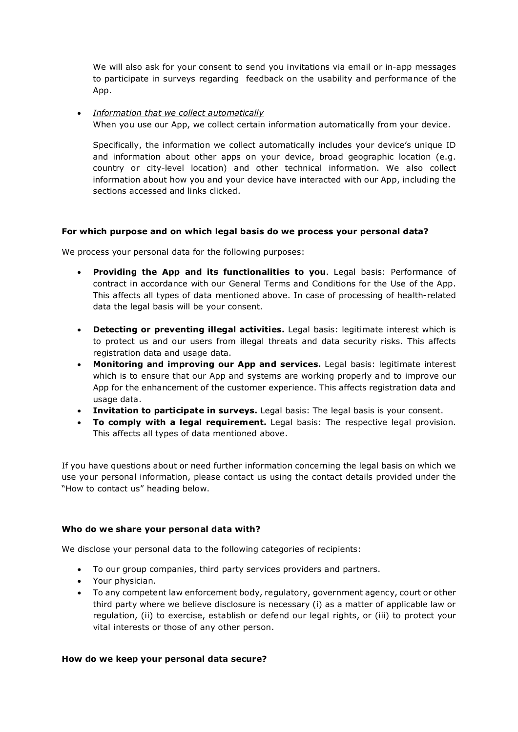We will also ask for your consent to send you invitations via email or in-app messages to participate in surveys regarding feedback on the usability and performance of the App.

- *Information that we collect automatically*
  When you use our App, we collect certain information automatically from your device.

  Specifically, the information we collect automatically includes your device's unique ID and information about other apps on your device, broad geographic location (e.g. country or city-level location) and other technical information. We also collect information about how you and your device have interacted with our App, including the sections accessed and links clicked.

**For which purpose and on which legal basis do we process your personal data?**

We process your personal data for the following purposes:

- **Providing the App and its functionalities to you**. Legal basis: Performance of contract in accordance with our General Terms and Conditions for the Use of the App. This affects all types of data mentioned above. In case of processing of health-related data the legal basis will be your consent.
- **Detecting or preventing illegal activities.** Legal basis: legitimate interest which is to protect us and our users from illegal threats and data security risks. This affects registration data and usage data.
- **Monitoring and improving our App and services.** Legal basis: legitimate interest which is to ensure that our App and systems are working properly and to improve our App for the enhancement of the customer experience. This affects registration data and usage data.
- **Invitation to participate in surveys.** Legal basis: The legal basis is your consent.
- **To comply with a legal requirement.** Legal basis: The respective legal provision. This affects all types of data mentioned above.

If you have questions about or need further information concerning the legal basis on which we use your personal information, please contact us using the contact details provided under the "How to contact us" heading below.

**Who do we share your personal data with?**

We disclose your personal data to the following categories of recipients:

- To our group companies, third party services providers and partners.
- Your physician.
- To any competent law enforcement body, regulatory, government agency, court or other third party where we believe disclosure is necessary (i) as a matter of applicable law or regulation, (ii) to exercise, establish or defend our legal rights, or (iii) to protect your vital interests or those of any other person.

**How do we keep your personal data secure?**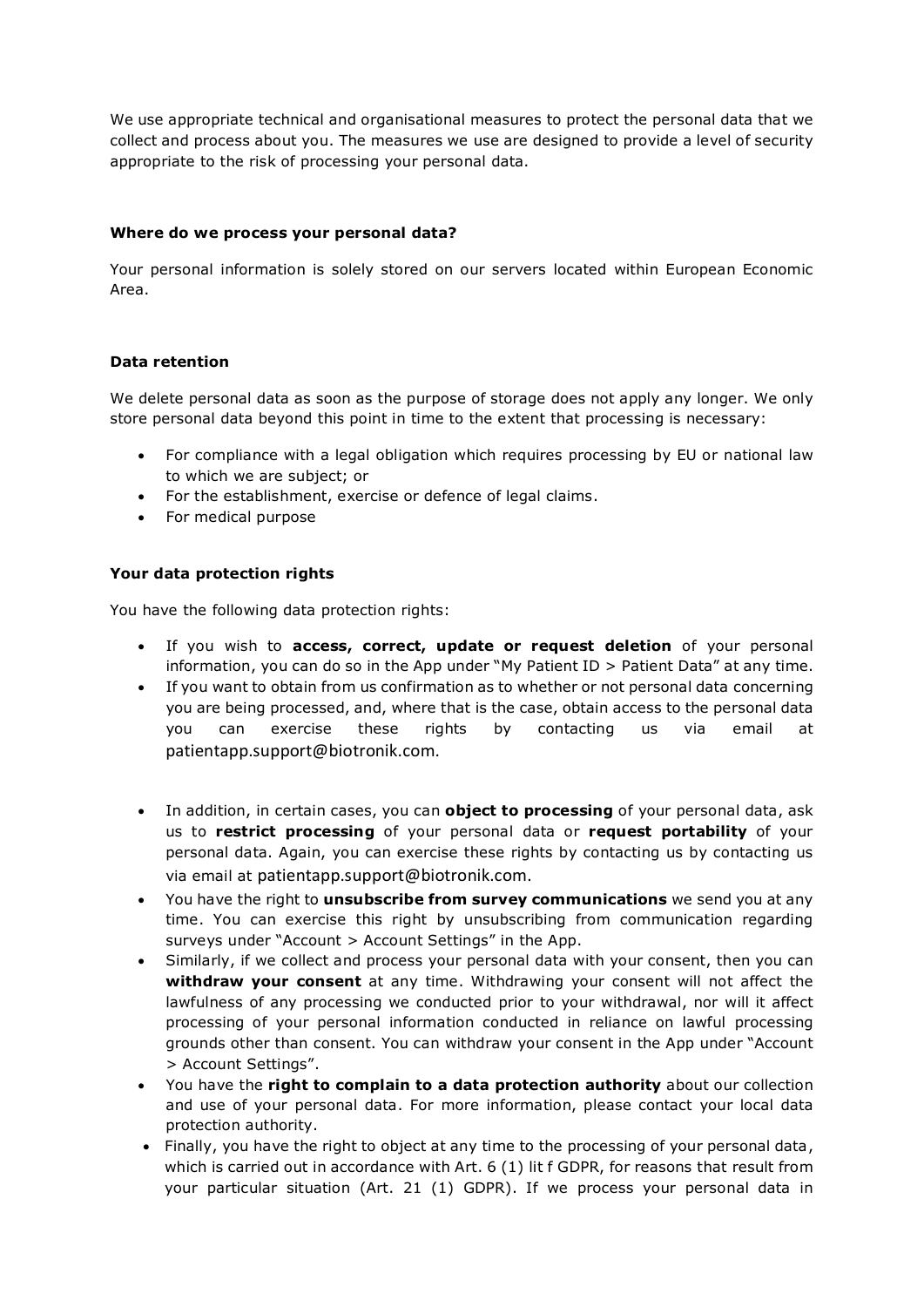We use appropriate technical and organisational measures to protect the personal data that we collect and process about you. The measures we use are designed to provide a level of security appropriate to the risk of processing your personal data.

**Where do we process your personal data?**

Your personal information is solely stored on our servers located within European Economic Area.

**Data retention**

We delete personal data as soon as the purpose of storage does not apply any longer. We only store personal data beyond this point in time to the extent that processing is necessary:

- For compliance with a legal obligation which requires processing by EU or national law to which we are subject; or
- For the establishment, exercise or defence of legal claims.
- For medical purpose

**Your data protection rights**

You have the following data protection rights:

- If you wish to **access, correct, update or request deletion** of your personal information, you can do so in the App under "My Patient ID > Patient Data" at any time.
- If you want to obtain from us confirmation as to whether or not personal data concerning you are being processed, and, where that is the case, obtain access to the personal data you can exercise these rights by contacting us via email at patientapp.support@biotronik.com.
- In addition, in certain cases, you can **object to processing** of your personal data, ask us to **restrict processing** of your personal data or **request portability** of your personal data. Again, you can exercise these rights by contacting us by contacting us via email at patientapp.support@biotronik.com.
- You have the right to **unsubscribe from survey communications** we send you at any time. You can exercise this right by unsubscribing from communication regarding surveys under "Account > Account Settings" in the App.
- Similarly, if we collect and process your personal data with your consent, then you can **withdraw your consent** at any time. Withdrawing your consent will not affect the lawfulness of any processing we conducted prior to your withdrawal, nor will it affect processing of your personal information conducted in reliance on lawful processing grounds other than consent. You can withdraw your consent in the App under "Account > Account Settings".
- You have the **right to complain to a data protection authority** about our collection and use of your personal data. For more information, please contact your local data protection authority.
- Finally, you have the right to object at any time to the processing of your personal data, which is carried out in accordance with Art. 6 (1) lit f GDPR, for reasons that result from your particular situation (Art. 21 (1) GDPR). If we process your personal data in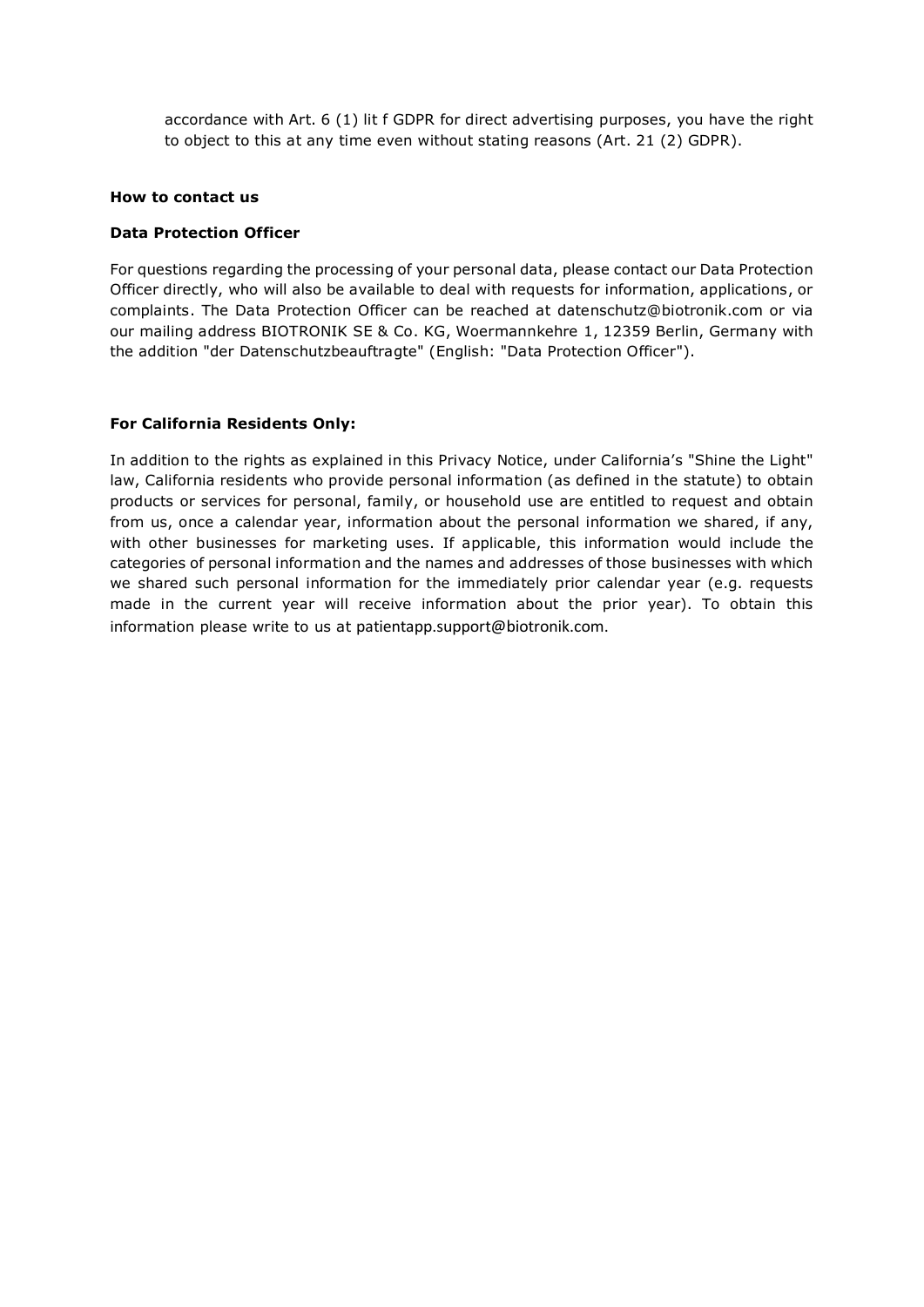accordance with Art. 6 (1) lit f GDPR for direct advertising purposes, you have the right to object to this at any time even without stating reasons (Art. 21 (2) GDPR).

**How to contact us**

**Data Protection Officer**

For questions regarding the processing of your personal data, please contact our Data Protection Officer directly, who will also be available to deal with requests for information, applications, or complaints. The Data Protection Officer can be reached at datenschutz@biotronik.com or via our mailing address BIOTRONIK SE & Co. KG, Woermannkehre 1, 12359 Berlin, Germany with the addition "der Datenschutzbeauftragte" (English: "Data Protection Officer").

**For California Residents Only:**

In addition to the rights as explained in this Privacy Notice, under California's "Shine the Light" law, California residents who provide personal information (as defined in the statute) to obtain products or services for personal, family, or household use are entitled to request and obtain from us, once a calendar year, information about the personal information we shared, if any, with other businesses for marketing uses. If applicable, this information would include the categories of personal information and the names and addresses of those businesses with which we shared such personal information for the immediately prior calendar year (e.g. requests made in the current year will receive information about the prior year). To obtain this information please write to us at patientapp.support@biotronik.com.